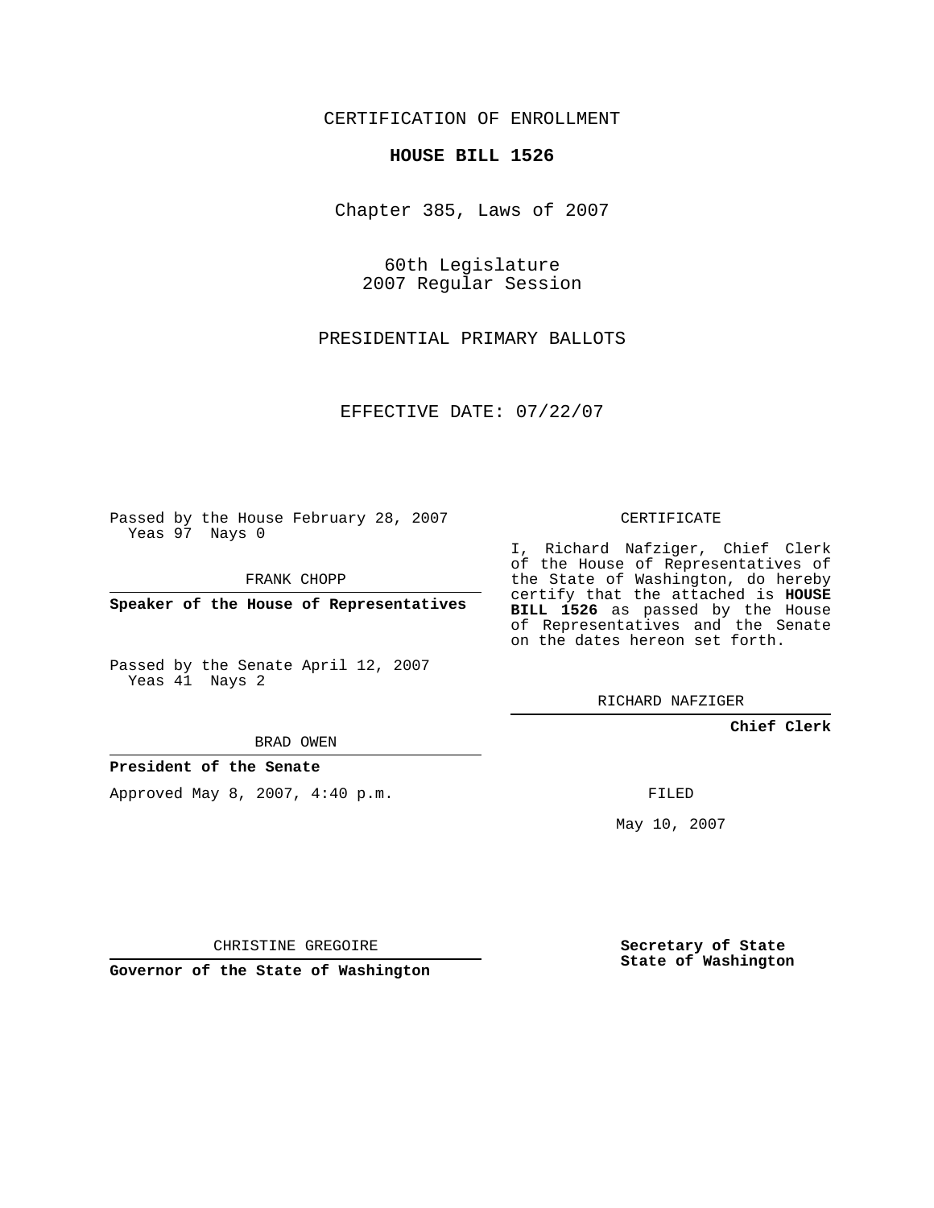CERTIFICATION OF ENROLLMENT

**HOUSE BILL 1526**

Chapter 385, Laws of 2007

60th Legislature
2007 Regular Session

PRESIDENTIAL PRIMARY BALLOTS

EFFECTIVE DATE: 07/22/07

Passed by the House February 28, 2007
Yeas 97 Nays 0

FRANK CHOPP

**Speaker of the House of Representatives**

Passed by the Senate April 12, 2007
Yeas 41 Nays 2

BRAD OWEN

**President of the Senate**

Approved May 8, 2007, 4:40 p.m.

CHRISTINE GREGOIRE

**Governor of the State of Washington**

CERTIFICATE

I, Richard Nafziger, Chief Clerk of the House of Representatives of the State of Washington, do hereby certify that the attached is **HOUSE BILL 1526** as passed by the House of Representatives and the Senate on the dates hereon set forth.

RICHARD NAFZIGER

**Chief Clerk**

FILED

May 10, 2007

**Secretary of State
State of Washington**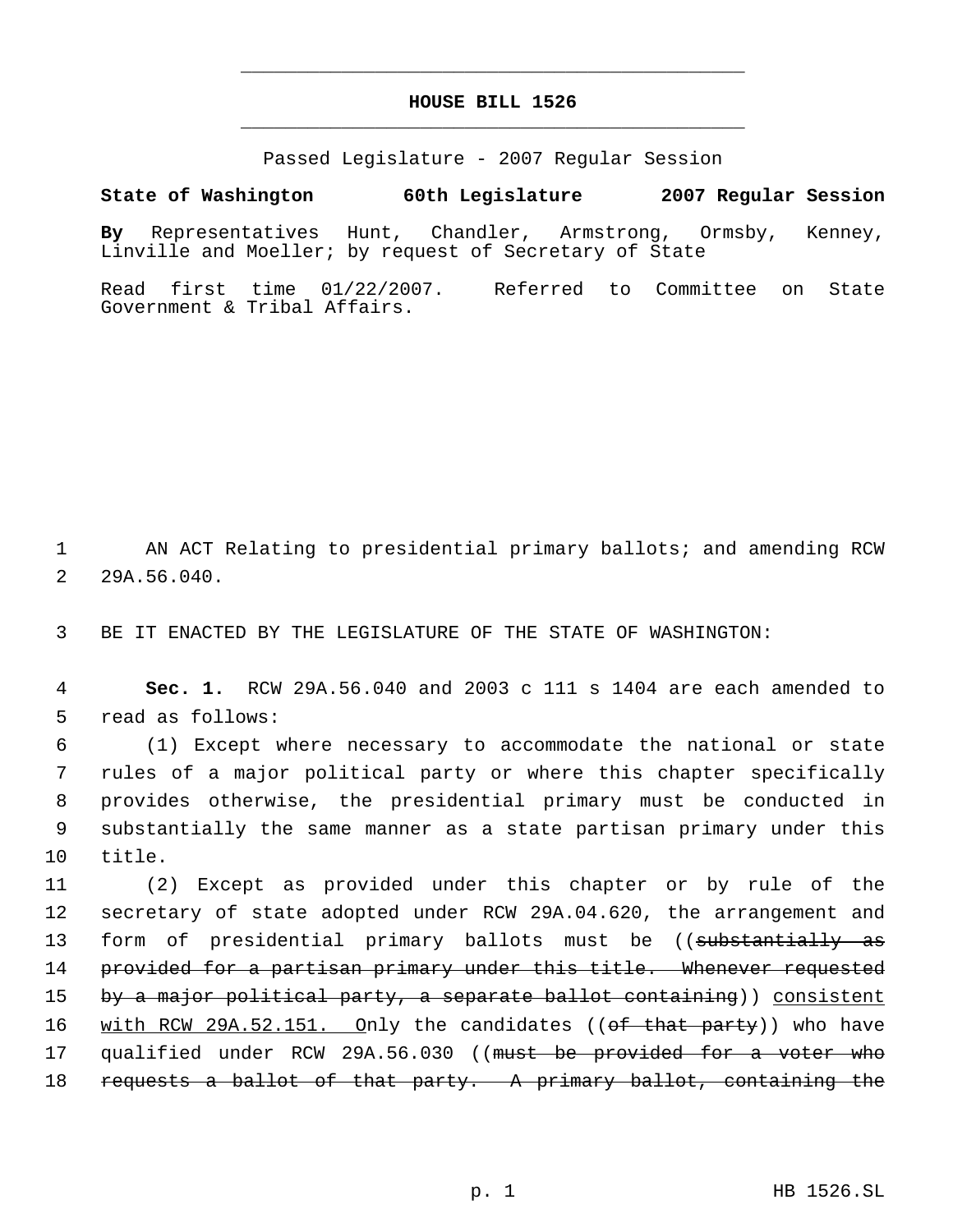# HOUSE BILL 1526

Passed Legislature - 2007 Regular Session

**State of Washington 60th Legislature 2007 Regular Session**

**By** Representatives Hunt, Chandler, Armstrong, Ormsby, Kenney, Linville and Moeller; by request of Secretary of State

Read first time 01/22/2007. Referred to Committee on State Government & Tribal Affairs.

1 AN ACT Relating to presidential primary ballots; and amending RCW
2 29A.56.040.

3 BE IT ENACTED BY THE LEGISLATURE OF THE STATE OF WASHINGTON:

4 **Sec. 1.** RCW 29A.56.040 and 2003 c 111 s 1404 are each amended to
5 read as follows:

6 (1) Except where necessary to accommodate the national or state
7 rules of a major political party or where this chapter specifically
8 provides otherwise, the presidential primary must be conducted in
9 substantially the same manner as a state partisan primary under this
10 title.

11 (2) Except as provided under this chapter or by rule of the
12 secretary of state adopted under RCW 29A.04.620, the arrangement and
13 form of presidential primary ballots must be ((~~substantially as~~
14 ~~provided for a partisan primary under this title. Whenever requested~~
15 ~~by a major political party, a separate ballot containing~~)) consistent
16 with RCW 29A.52.151. Only the candidates ((~~of that party~~)) who have
17 qualified under RCW 29A.56.030 ((~~must be provided for a voter who~~
18 ~~requests a ballot of that party. A primary ballot, containing the~~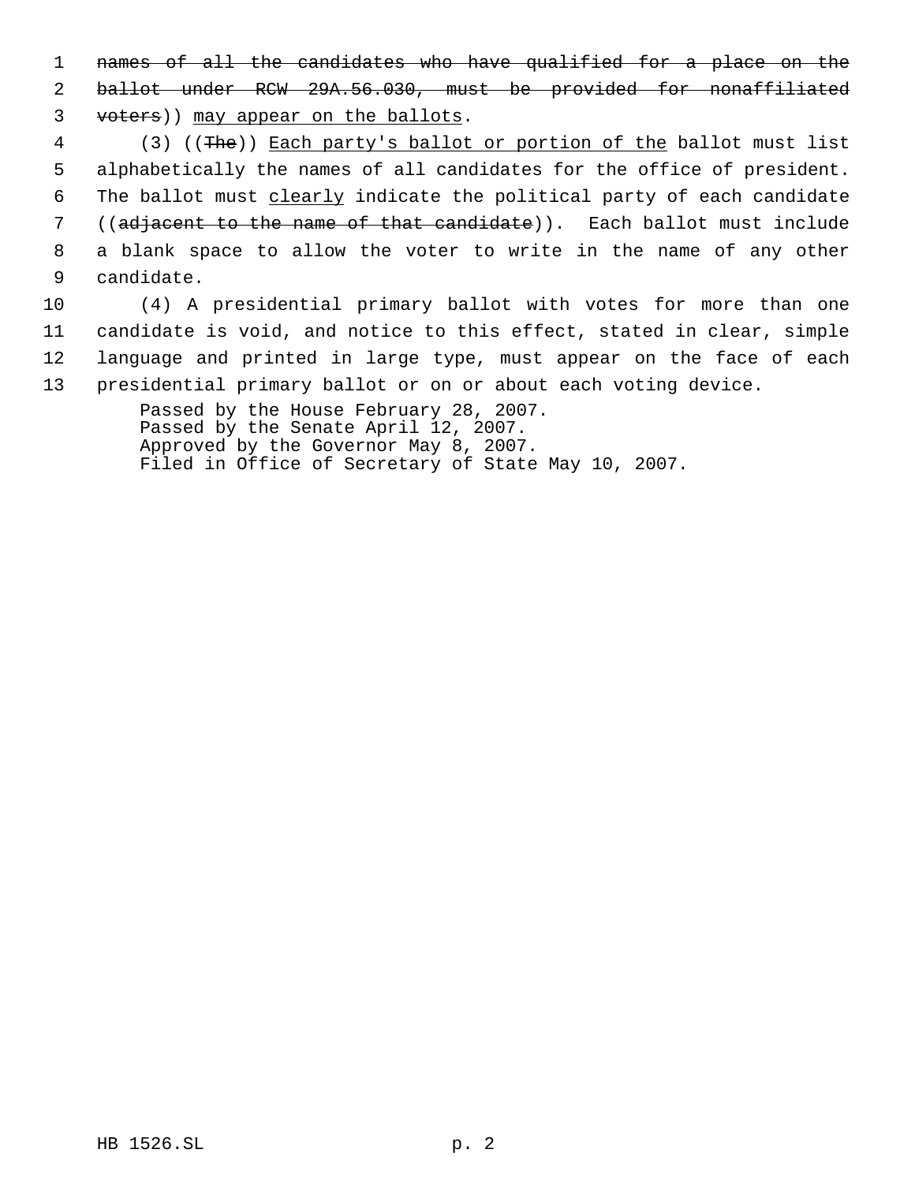~~names of all the candidates who have qualified for a place on the ballot under RCW 29A.56.030, must be provided for nonaffiliated voters~~)) <u>may appear on the ballots</u>.

(3) ((~~The~~)) <u>Each party's ballot or portion of the</u> ballot must list alphabetically the names of all candidates for the office of president. The ballot must <u>clearly</u> indicate the political party of each candidate ((~~adjacent to the name of that candidate~~)). Each ballot must include a blank space to allow the voter to write in the name of any other candidate.

(4) A presidential primary ballot with votes for more than one candidate is void, and notice to this effect, stated in clear, simple language and printed in large type, must appear on the face of each presidential primary ballot or on or about each voting device.

Passed by the House February 28, 2007.
Passed by the Senate April 12, 2007.
Approved by the Governor May 8, 2007.
Filed in Office of Secretary of State May 10, 2007.